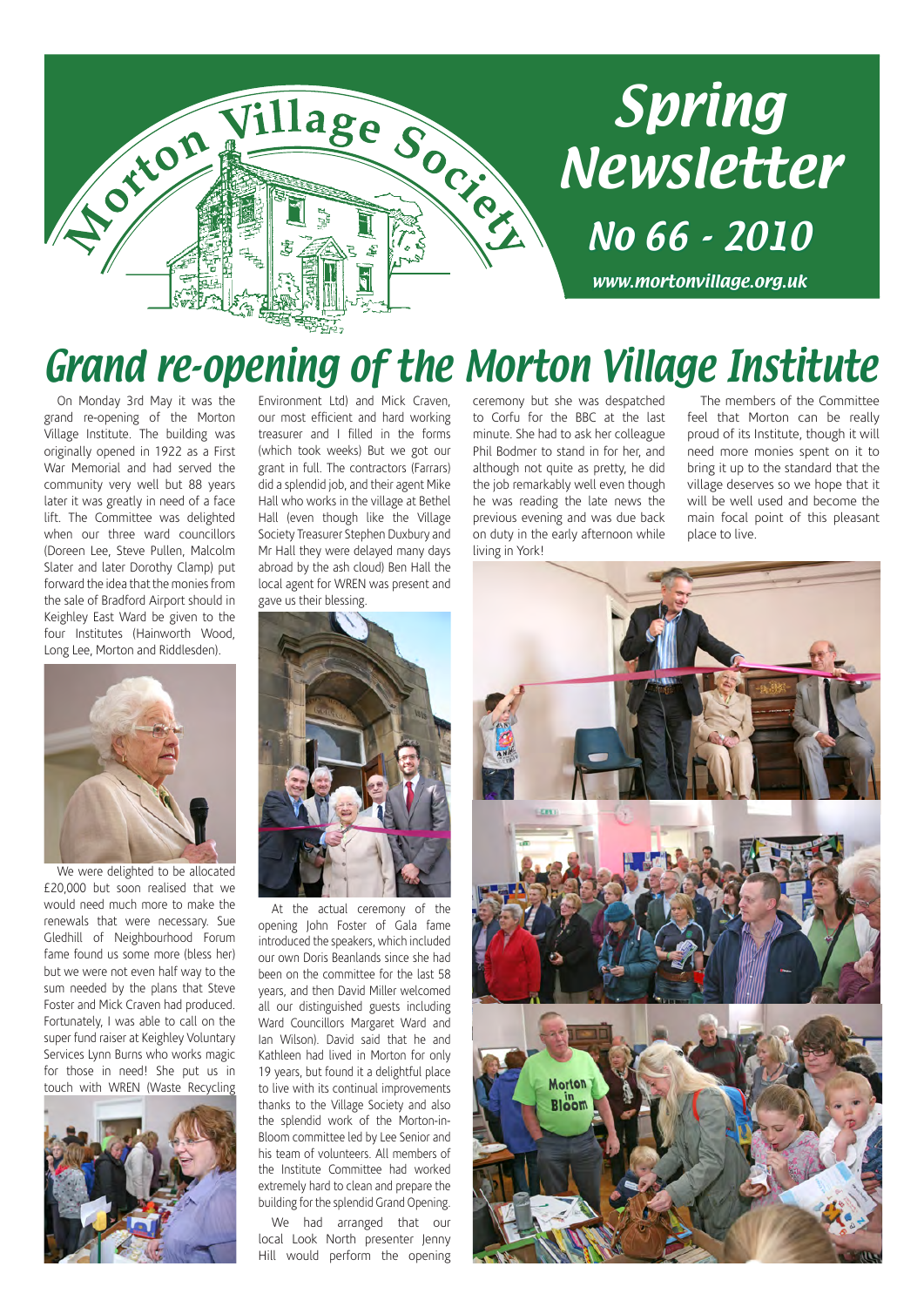Morton Village Society

# Spring Newsletter

## No 66 - 2010

www.mortonvillage.org.uk

# Grand re-opening of the Morton Village Institute

On Monday 3rd May it was the grand re-opening of the Morton Village Institute. The building was originally opened in 1922 as a First War Memorial and had served the community very well but 88 years later it was greatly in need of a face lift. The Committee was delighted when our three ward councillors (Doreen Lee, Steve Pullen, Malcolm Slater and later Dorothy Clamp) put forward the idea that the monies from the sale of Bradford Airport should in Keighley East Ward be given to the four Institutes (Hainworth Wood, Long Lee, Morton and Riddlesden).

We were delighted to be allocated £20,000 but soon realised that we would need much more to make the renewals that were necessary. Sue Gledhill of Neighbourhood Forum fame found us some more (bless her) but we were not even half way to the sum needed by the plans that Steve Foster and Mick Craven had produced. Fortunately, I was able to call on the super fund raiser at Keighley Voluntary Services Lynn Burns who works magic for those in need! She put us in touch with WREN (Waste Recycling Environment Ltd) and Mick Craven, our most efficient and hard working treasurer and I filled in the forms (which took weeks) But we got our grant in full. The contractors (Farrars) did a splendid job, and their agent Mike Hall who works in the village at Bethel Hall (even though like the Village Society Treasurer Stephen Duxbury and Mr Hall they were delayed many days abroad by the ash cloud) Ben Hall the local agent for WREN was present and gave us their blessing.

At the actual ceremony of the opening John Foster of Gala fame introduced the speakers, which included our own Doris Beanlands since she had been on the committee for the last 58 years, and then David Miller welcomed all our distinguished guests including Ward Councillors Margaret Ward and Ian Wilson). David said that he and Kathleen had lived in Morton for only 19 years, but found it a delightful place to live with its continual improvements thanks to the Village Society and also the splendid work of the Morton-in-Bloom committee led by Lee Senior and his team of volunteers. All members of the Institute Committee had worked extremely hard to clean and prepare the building for the splendid Grand Opening.

We had arranged that our local Look North presenter Jenny Hill would perform the opening ceremony but she was despatched to Corfu for the BBC at the last minute. She had to ask her colleague Phil Bodmer to stand in for her, and although not quite as pretty, he did the job remarkably well even though he was reading the late news the previous evening and was due back on duty in the early afternoon while living in York!

The members of the Committee feel that Morton can be really proud of its Institute, though it will need more monies spent on it to bring it up to the standard that the village deserves so we hope that it will be well used and become the main focal point of this pleasant place to live.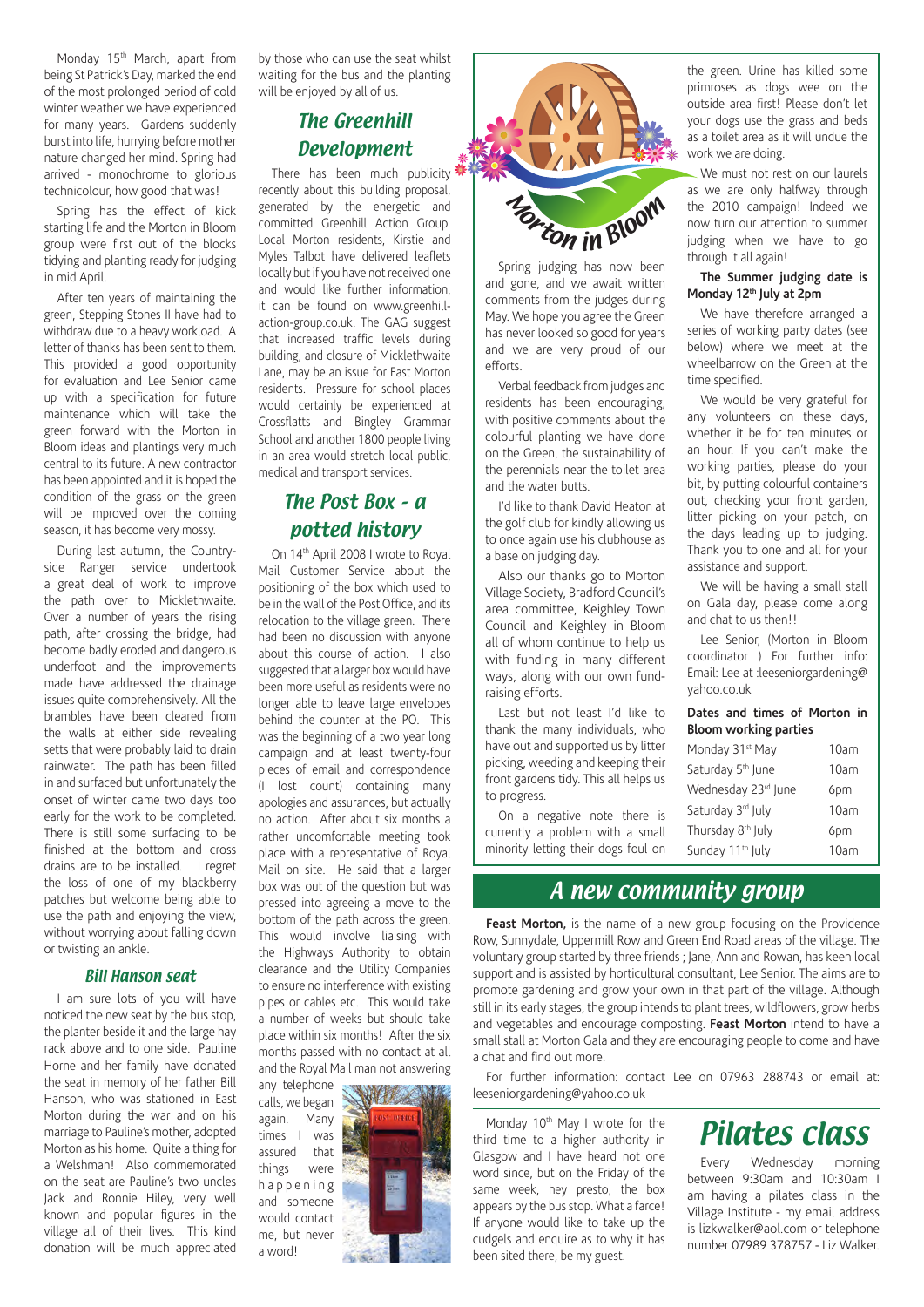Monday 15th March, apart from being St Patrick's Day, marked the end of the most prolonged period of cold winter weather we have experienced for many years. Gardens suddenly burst into life, hurrying before mother nature changed her mind. Spring had arrived - monochrome to glorious technicolour, how good that was!

Spring has the effect of kick starting life and the Morton in Bloom group were first out of the blocks tidying and planting ready for judging in mid April.

After ten years of maintaining the green, Stepping Stones II have had to withdraw due to a heavy workload. A letter of thanks has been sent to them. This provided a good opportunity for evaluation and Lee Senior came up with a specification for future maintenance which will take the green forward with the Morton in Bloom ideas and plantings very much central to its future. A new contractor has been appointed and it is hoped the condition of the grass on the green will be improved over the coming season, it has become very mossy.

During last autumn, the Country-side Ranger service undertook a great deal of work to improve the path over to Micklethwaite. Over a number of years the rising path, after crossing the bridge, had become badly eroded and dangerous underfoot and the improvements made have addressed the drainage issues quite comprehensively. All the brambles have been cleared from the walls at either side revealing setts that were probably laid to drain rainwater. The path has been filled in and surfaced but unfortunately the onset of winter came two days too early for the work to be completed. There is still some surfacing to be finished at the bottom and cross drains are to be installed. I regret the loss of one of my blackberry patches but welcome being able to use the path and enjoying the view, without worrying about falling down or twisting an ankle.

### Bill Hanson seat

I am sure lots of you will have noticed the new seat by the bus stop, the planter beside it and the large hay rack above and to one side. Pauline Horne and her family have donated the seat in memory of her father Bill Hanson, who was stationed in East Morton during the war and on his marriage to Pauline's mother, adopted Morton as his home. Quite a thing for a Welshman! Also commemorated on the seat are Pauline's two uncles Jack and Ronnie Hiley, very well known and popular figures in the village all of their lives. This kind donation will be much appreciated by those who can use the seat whilst waiting for the bus and the planting will be enjoyed by all of us.

## The Greenhill Development

There has been much publicity recently about this building proposal, generated by the energetic and committed Greenhill Action Group. Local Morton residents, Kirstie and Myles Talbot have delivered leaflets locally but if you have not received one and would like further information, it can be found on www.greenhill-action-group.co.uk. The GAG suggest that increased traffic levels during building, and closure of Micklethwaite Lane, may be an issue for East Morton residents. Pressure for school places would certainly be experienced at Crossflatts and Bingley Grammar School and another 1800 people living in an area would stretch local public, medical and transport services.

## The Post Box - a potted history

On 14th April 2008 I wrote to Royal Mail Customer Service about the positioning of the box which used to be in the wall of the Post Office, and its relocation to the village green. There had been no discussion with anyone about this course of action. I also suggested that a larger box would have been more useful as residents were no longer able to leave large envelopes behind the counter at the PO. This was the beginning of a two year long campaign and at least twenty-four pieces of email and correspondence (I lost count) containing many apologies and assurances, but actually no action. After about six months a rather uncomfortable meeting took place with a representative of Royal Mail on site. He said that a larger box was out of the question but was pressed into agreeing a move to the bottom of the path across the green. This would involve liaising with the Highways Authority to obtain clearance and the Utility Companies to ensure no interference with existing pipes or cables etc. This would take a number of weeks but should take place within six months! After the six months passed with no contact at all and the Royal Mail man not answering any telephone calls, we began again. Many times I was assured that things were happening and someone would contact me, but never a word!

Monday 10th May I wrote for the third time to a higher authority in Glasgow and I have heard not one word since, but on the Friday of the same week, hey presto, the box appears by the bus stop. What a farce! If anyone would like to take up the cudgels and enquire as to why it has been sited there, be my guest.

## Morton in Bloom

Spring judging has now been and gone, and we await written comments from the judges during May. We hope you agree the Green has never looked so good for years and we are very proud of our efforts.

Verbal feedback from judges and residents has been encouraging, with positive comments about the colourful planting we have done on the Green, the sustainability of the perennials near the toilet area and the water butts.

I'd like to thank David Heaton at the golf club for kindly allowing us to once again use his clubhouse as a base on judging day.

Also our thanks go to Morton Village Society, Bradford Council's area committee, Keighley Town Council and Keighley in Bloom all of whom continue to help us with funding in many different ways, along with our own fund-raising efforts.

Last but not least I'd like to thank the many individuals, who have out and supported us by litter picking, weeding and keeping their front gardens tidy. This all helps us to progress.

On a negative note there is currently a problem with a small minority letting their dogs foul on the green. Urine has killed some primroses as dogs wee on the outside area first! Please don't let your dogs use the grass and beds as a toilet area as it will undue the work we are doing.

We must not rest on our laurels as we are only halfway through the 2010 campaign! Indeed we now turn our attention to summer judging when we have to go through it all again!

**The Summer judging date is Monday 12th July at 2pm**

We have therefore arranged a series of working party dates (see below) where we meet at the wheelbarrow on the Green at the time specified.

We would be very grateful for any volunteers on these days, whether it be for ten minutes or an hour. If you can't make the working parties, please do your bit, by putting colourful containers out, checking your front garden, litter picking on your patch, on the days leading up to judging. Thank you to one and all for your assistance and support.

We will be having a small stall on Gala day, please come along and chat to us then!!

Lee Senior, (Morton in Bloom coordinator ) For further info: Email: Lee at :leeseniorgardening@yahoo.co.uk

**Dates and times of Morton in Bloom working parties**

| | |
|---|---|
| Monday 31st May | 10am |
| Saturday 5th June | 10am |
| Wednesday 23rd June | 6pm |
| Saturday 3rd July | 10am |
| Thursday 8th July | 6pm |
| Sunday 11th July | 10am |

## A new community group

**Feast Morton,** is the name of a new group focusing on the Providence Row, Sunnydale, Uppermill Row and Green End Road areas of the village. The voluntary group started by three friends ; Jane, Ann and Rowan, has keen local support and is assisted by horticultural consultant, Lee Senior. The aims are to promote gardening and grow your own in that part of the village. Although still in its early stages, the group intends to plant trees, wildflowers, grow herbs and vegetables and encourage composting. **Feast Morton** intend to have a small stall at Morton Gala and they are encouraging people to come and have a chat and find out more.

For further information: contact Lee on 07963 288743 or email at: leeseniorgardening@yahoo.co.uk

## Pilates class

Every Wednesday morning between 9:30am and 10:30am I am having a pilates class in the Village Institute - my email address is lizkwalker@aol.com or telephone number 07989 378757 - Liz Walker.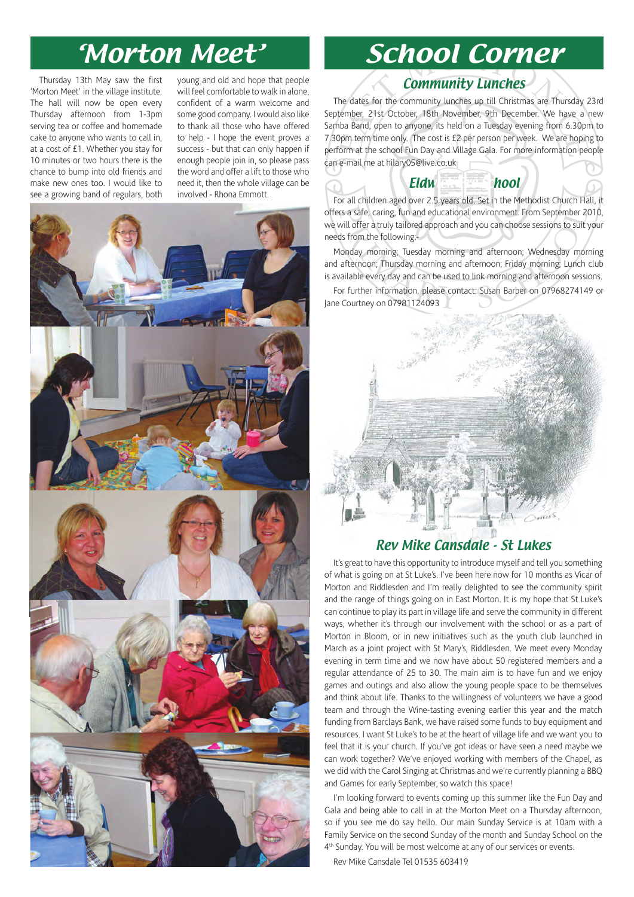# 'Morton Meet'

Thursday 13th May saw the first 'Morton Meet' in the village institute. The hall will now be open every Thursday afternoon from 1-3pm serving tea or coffee and homemade cake to anyone who wants to call in, at a cost of £1. Whether you stay for 10 minutes or two hours there is the chance to bump into old friends and make new ones too. I would like to see a growing band of regulars, both young and old and hope that people will feel comfortable to walk in alone, confident of a warm welcome and some good company. I would also like to thank all those who have offered to help - I hope the event proves a success - but that can only happen if enough people join in, so please pass the word and offer a lift to those who need it, then the whole village can be involved - Rhona Emmott.

# School Corner

## Community Lunches

The dates for the community lunches up till Christmas are Thursday 23rd September, 21st October, 18th November, 9th December. We have a new Samba Band, open to anyone, its held on a Tuesday evening from 6.30pm to 7.30pm term time only. The cost is £2 per person per week. We are hoping to perform at the school Fun Day and Village Gala. For more information people can e-mail me at hilary05@live.co.uk

## Eldw hool

For all children aged over 2.5 years old. Set in the Methodist Church Hall, it offers a safe, caring, fun and educational environment. From September 2010, we will offer a truly tailored approach and you can choose sessions to suit your needs from the following:-

Monday morning; Tuesday morning and afternoon; Wednesday morning and afternoon; Thursday morning and afternoon; Friday morning; Lunch club is available every day and can be used to link morning and afternoon sessions.

For further information, please contact: Susan Barber on 07968274149 or Jane Courtney on 07981124093

## Rev Mike Cansdale - St Lukes

It's great to have this opportunity to introduce myself and tell you something of what is going on at St Luke's. I've been here now for 10 months as Vicar of Morton and Riddlesden and I'm really delighted to see the community spirit and the range of things going on in East Morton. It is my hope that St Luke's can continue to play its part in village life and serve the community in different ways, whether it's through our involvement with the school or as a part of Morton in Bloom, or in new initiatives such as the youth club launched in March as a joint project with St Mary's, Riddlesden. We meet every Monday evening in term time and we now have about 50 registered members and a regular attendance of 25 to 30. The main aim is to have fun and we enjoy games and outings and also allow the young people space to be themselves and think about life. Thanks to the willingness of volunteers we have a good team and through the Wine-tasting evening earlier this year and the match funding from Barclays Bank, we have raised some funds to buy equipment and resources. I want St Luke's to be at the heart of village life and we want you to feel that it is your church. If you've got ideas or have seen a need maybe we can work together? We've enjoyed working with members of the Chapel, as we did with the Carol Singing at Christmas and we're currently planning a BBQ and Games for early September, so watch this space!

I'm looking forward to events coming up this summer like the Fun Day and Gala and being able to call in at the Morton Meet on a Thursday afternoon, so if you see me do say hello. Our main Sunday Service is at 10am with a Family Service on the second Sunday of the month and Sunday School on the 4th Sunday. You will be most welcome at any of our services or events.

Rev Mike Cansdale Tel 01535 603419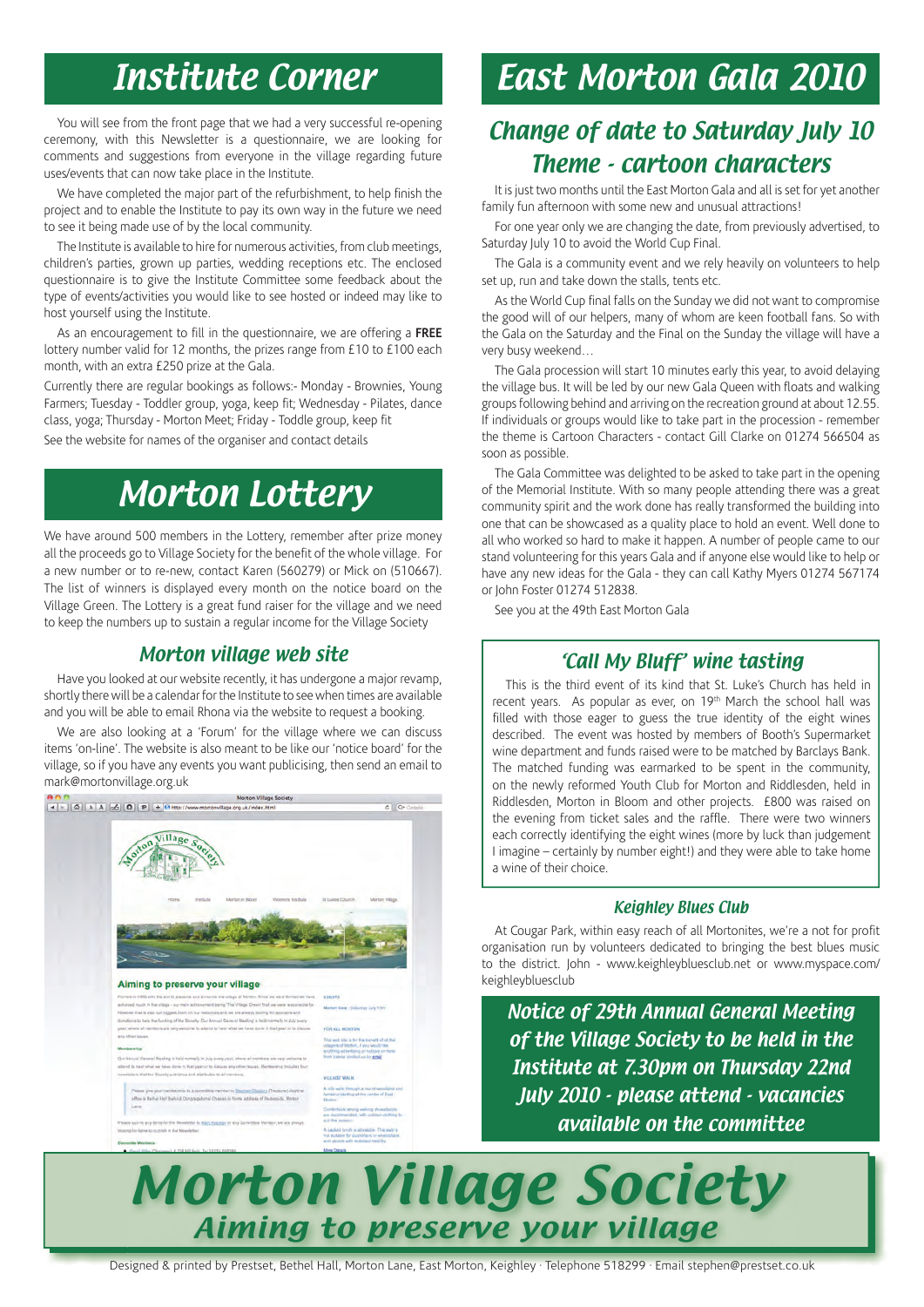# Institute Corner

You will see from the front page that we had a very successful re-opening ceremony, with this Newsletter is a questionnaire, we are looking for comments and suggestions from everyone in the village regarding future uses/events that can now take place in the Institute.

We have completed the major part of the refurbishment, to help finish the project and to enable the Institute to pay its own way in the future we need to see it being made use of by the local community.

The Institute is available to hire for numerous activities, from club meetings, children's parties, grown up parties, wedding receptions etc. The enclosed questionnaire is to give the Institute Committee some feedback about the type of events/activities you would like to see hosted or indeed may like to host yourself using the Institute.

As an encouragement to fill in the questionnaire, we are offering a **FREE** lottery number valid for 12 months, the prizes range from £10 to £100 each month, with an extra £250 prize at the Gala.

Currently there are regular bookings as follows:- Monday - Brownies, Young Farmers; Tuesday - Toddler group, yoga, keep fit; Wednesday - Pilates, dance class, yoga; Thursday - Morton Meet; Friday - Toddle group, keep fit

See the website for names of the organiser and contact details

# Morton Lottery

We have around 500 members in the Lottery, remember after prize money all the proceeds go to Village Society for the benefit of the whole village. For a new number or to re-new, contact Karen (560279) or Mick on (510667). The list of winners is displayed every month on the notice board on the Village Green. The Lottery is a great fund raiser for the village and we need to keep the numbers up to sustain a regular income for the Village Society

## Morton village web site

Have you looked at our website recently, it has undergone a major revamp, shortly there will be a calendar for the Institute to see when times are available and you will be able to email Rhona via the website to request a booking.

We are also looking at a 'Forum' for the village where we can discuss items 'on-line'. The website is also meant to be like our 'notice board' for the village, so if you have any events you want publicising, then send an email to mark@mortonvillage.org.uk

# East Morton Gala 2010

## Change of date to Saturday July 10
## Theme - cartoon characters

It is just two months until the East Morton Gala and all is set for yet another family fun afternoon with some new and unusual attractions!

For one year only we are changing the date, from previously advertised, to Saturday July 10 to avoid the World Cup Final.

The Gala is a community event and we rely heavily on volunteers to help set up, run and take down the stalls, tents etc.

As the World Cup final falls on the Sunday we did not want to compromise the good will of our helpers, many of whom are keen football fans. So with the Gala on the Saturday and the Final on the Sunday the village will have a very busy weekend…

The Gala procession will start 10 minutes early this year, to avoid delaying the village bus. It will be led by our new Gala Queen with floats and walking groups following behind and arriving on the recreation ground at about 12.55. If individuals or groups would like to take part in the procession - remember the theme is Cartoon Characters - contact Gill Clarke on 01274 566504 as soon as possible.

The Gala Committee was delighted to be asked to take part in the opening of the Memorial Institute. With so many people attending there was a great community spirit and the work done has really transformed the building into one that can be showcased as a quality place to hold an event. Well done to all who worked so hard to make it happen. A number of people came to our stand volunteering for this years Gala and if anyone else would like to help or have any new ideas for the Gala - they can call Kathy Myers 01274 567174 or John Foster 01274 512838.

See you at the 49th East Morton Gala

## 'Call My Bluff' wine tasting

This is the third event of its kind that St. Luke's Church has held in recent years. As popular as ever, on 19th March the school hall was filled with those eager to guess the true identity of the eight wines described. The event was hosted by members of Booth's Supermarket wine department and funds raised were to be matched by Barclays Bank. The matched funding was earmarked to be spent in the community, on the newly reformed Youth Club for Morton and Riddlesden, held in Riddlesden, Morton in Bloom and other projects. £800 was raised on the evening from ticket sales and the raffle. There were two winners each correctly identifying the eight wines (more by luck than judgement I imagine – certainly by number eight!) and they were able to take home a wine of their choice.

### Keighley Blues Club

At Cougar Park, within easy reach of all Mortonites, we're a not for profit organisation run by volunteers dedicated to bringing the best blues music to the district. John - www.keighleybluesclub.net or www.myspace.com/keighleybluesclub

***Notice of 29th Annual General Meeting of the Village Society to be held in the Institute at 7.30pm on Thursday 22nd July 2010 - please attend - vacancies available on the committee***

# Morton Village Society
## Aiming to preserve your village

Designed & printed by Prestset, Bethel Hall, Morton Lane, East Morton, Keighley · Telephone 518299 · Email stephen@prestset.co.uk